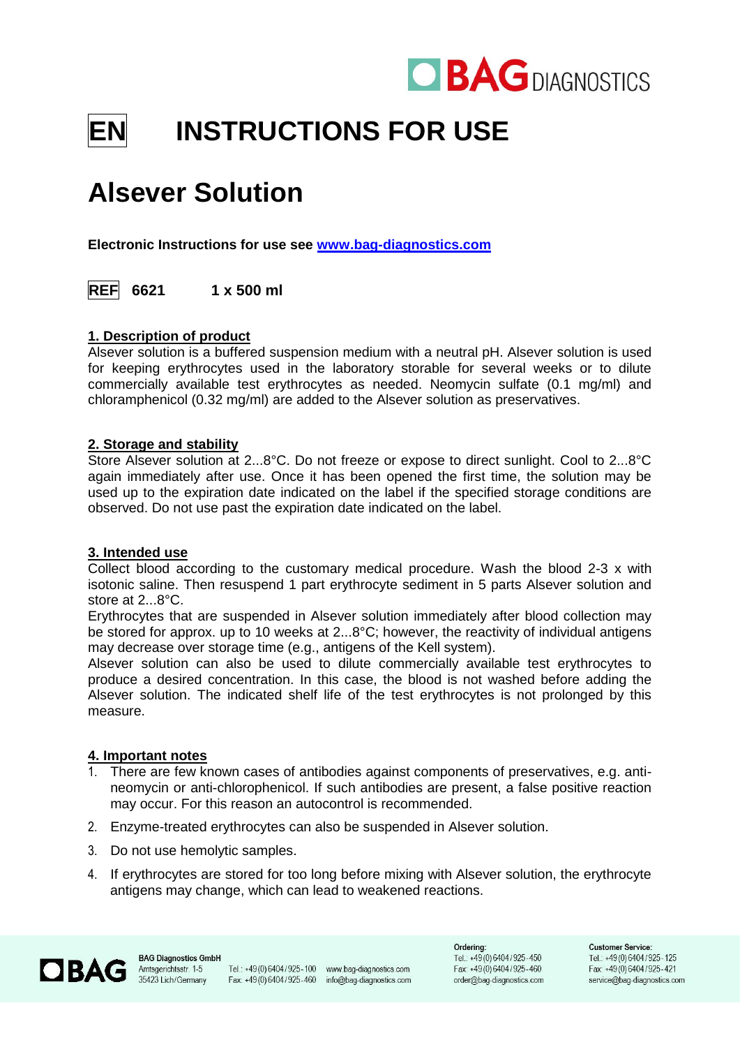# EN INSTRUCTIONS FOR USE

# Alsever Solution

**Electronic Instructions for use see [www.bag-diagnostics.com](http://www.bag-diagnostics.com)**

**REF 6621 1 x 500 ml**

## 1. Description of product

Alsever solution is a buffered suspension medium with a neutral pH. Alsever solution is used for keeping erythrocytes used in the laboratory storable for several weeks or to dilute commercially available test erythrocytes as needed. Neomycin sulfate (0.1 mg/ml) and chloramphenicol (0.32 mg/ml) are added to the Alsever solution as preservatives.

## 2. Storage and stability

Store Alsever solution at 2...8°C. Do not freeze or expose to direct sunlight. Cool to 2...8°C again immediately after use. Once it has been opened the first time, the solution may be used up to the expiration date indicated on the label if the specified storage conditions are observed. Do not use past the expiration date indicated on the label.

## 3. Intended use

Collect blood according to the customary medical procedure. Wash the blood 2-3 x with isotonic saline. Then resuspend 1 part erythrocyte sediment in 5 parts Alsever solution and store at 2...8°C.

Erythrocytes that are suspended in Alsever solution immediately after blood collection may be stored for approx. up to 10 weeks at 2...8°C; however, the reactivity of individual antigens may decrease over storage time (e.g., antigens of the Kell system).

Alsever solution can also be used to dilute commercially available test erythrocytes to produce a desired concentration. In this case, the blood is not washed before adding the Alsever solution. The indicated shelf life of the test erythrocytes is not prolonged by this measure.

## 4. Important notes

1. There are few known cases of antibodies against components of preservatives, e.g. anti-neomycin or anti-chlorophenicol. If such antibodies are present, a false positive reaction may occur. For this reason an autocontrol is recommended.
2. Enzyme-treated erythrocytes can also be suspended in Alsever solution.
3. Do not use hemolytic samples.
4. If erythrocytes are stored for too long before mixing with Alsever solution, the erythrocyte antigens may change, which can lead to weakened reactions.

**BAG Diagnostics GmbH**
Amtsgerichtsstr. 1-5
35423 Lich/Germany

Tel.: +49 (0) 6404 / 925 - 100
Fax: +49 (0) 6404 / 925 - 460

www.bag-diagnostics.com
info@bag-diagnostics.com

**Ordering:**
Tel.: +49 (0) 6404 / 925 - 450
Fax: +49 (0) 6404 / 925 - 460
order@bag-diagnostics.com

**Customer Service:**
Tel.: +49 (0) 6404 / 925 - 125
Fax: +49 (0) 6404 / 925 - 421
service@bag-diagnostics.com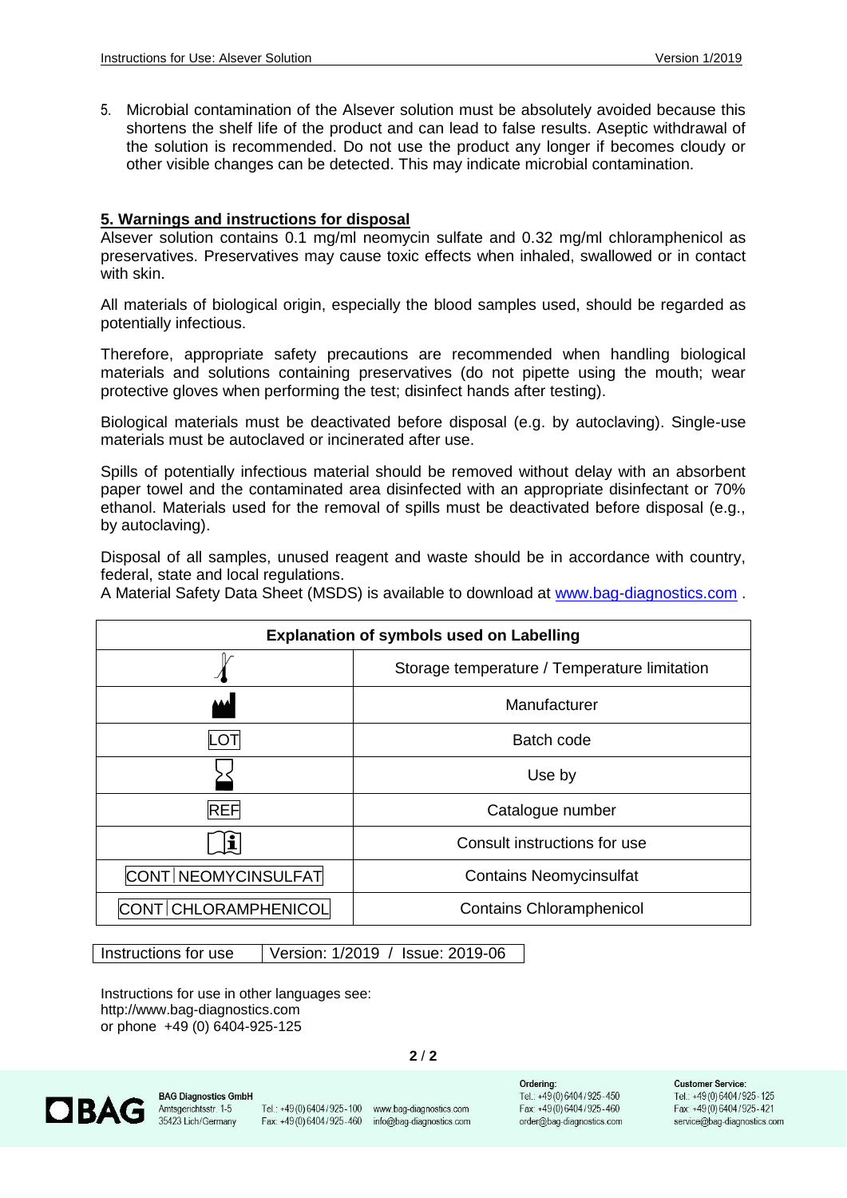5. Microbial contamination of the Alsever solution must be absolutely avoided because this shortens the shelf life of the product and can lead to false results. Aseptic withdrawal of the solution is recommended. Do not use the product any longer if becomes cloudy or other visible changes can be detected. This may indicate microbial contamination.

## 5. Warnings and instructions for disposal

Alsever solution contains 0.1 mg/ml neomycin sulfate and 0.32 mg/ml chloramphenicol as preservatives. Preservatives may cause toxic effects when inhaled, swallowed or in contact with skin.

All materials of biological origin, especially the blood samples used, should be regarded as potentially infectious.

Therefore, appropriate safety precautions are recommended when handling biological materials and solutions containing preservatives (do not pipette using the mouth; wear protective gloves when performing the test; disinfect hands after testing).

Biological materials must be deactivated before disposal (e.g. by autoclaving). Single-use materials must be autoclaved or incinerated after use.

Spills of potentially infectious material should be removed without delay with an absorbent paper towel and the contaminated area disinfected with an appropriate disinfectant or 70% ethanol. Materials used for the removal of spills must be deactivated before disposal (e.g., by autoclaving).

Disposal of all samples, unused reagent and waste should be in accordance with country, federal, state and local regulations.
A Material Safety Data Sheet (MSDS) is available to download at www.bag-diagnostics.com .

| Explanation of symbols used on Labelling | |
|---|---|
| 🌡 | Storage temperature / Temperature limitation |
| 🏭 | Manufacturer |
| LOT | Batch code |
| ⌛ | Use by |
| REF | Catalogue number |
| ℹ | Consult instructions for use |
| CONT NEOMYCINSULFAT | Contains Neomycinsulfat |
| CONT CHLORAMPHENICOL | Contains Chloramphenicol |

| Instructions for use | Version: 1/2019 / Issue: 2019-06 |
|---|---|

Instructions for use in other languages see:
http://www.bag-diagnostics.com
or phone +49 (0) 6404-925-125

**BAG Diagnostics GmbH**
Amtsgerichtsstr. 1-5
35423 Lich/Germany
Tel.: +49 (0) 6404 / 925 - 100
Fax: +49 (0) 6404 / 925 - 460
www.bag-diagnostics.com
info@bag-diagnostics.com

**Ordering:**
Tel.: +49 (0) 6404 / 925 - 450
Fax: +49 (0) 6404 / 925 - 460
order@bag-diagnostics.com

**Customer Service:**
Tel.: +49 (0) 6404 / 925 - 125
Fax: +49 (0) 6404 / 925 - 421
service@bag-diagnostics.com